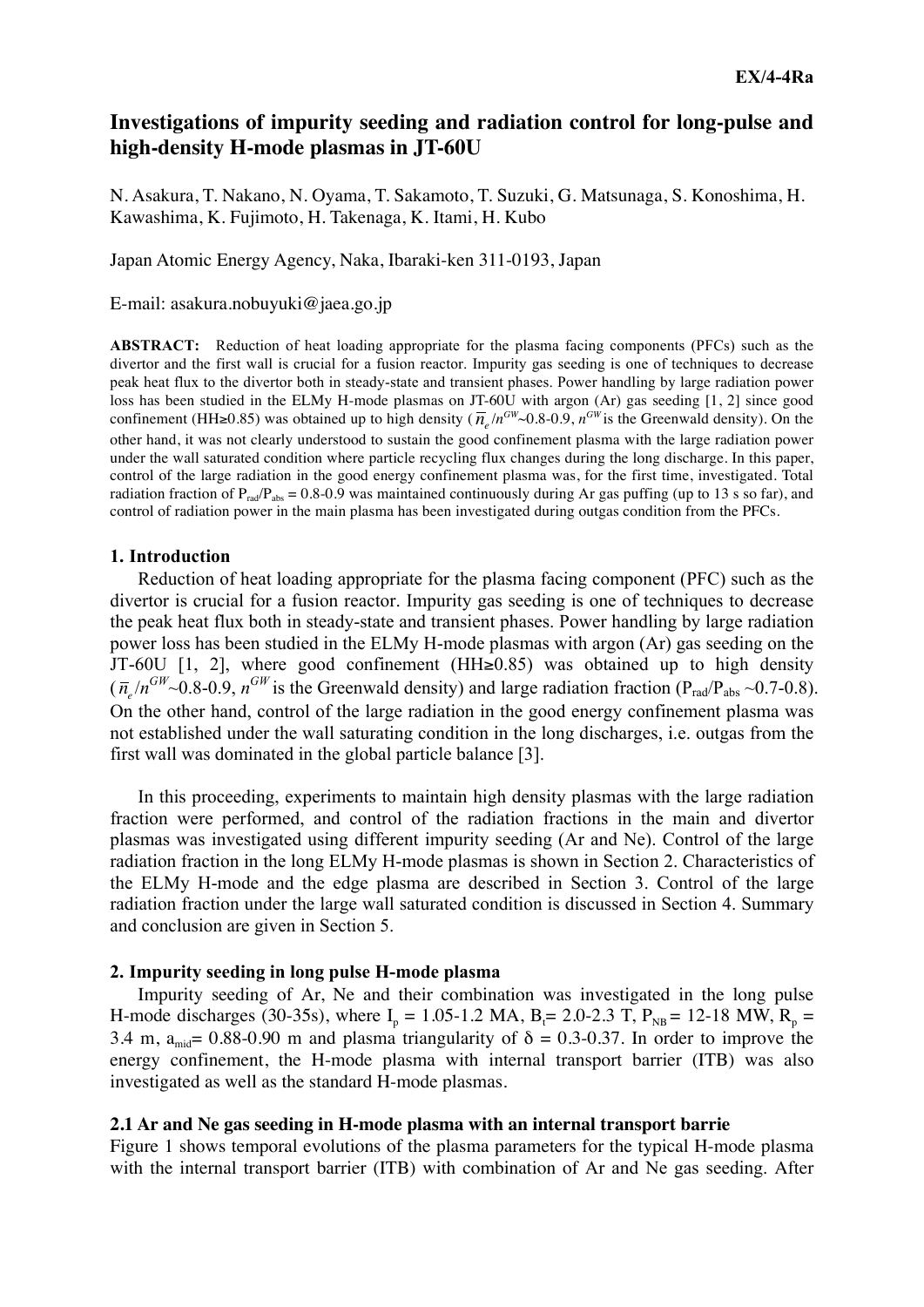**EX/4-4Ra**

# Investigations of impurity seeding and radiation control for long-pulse and high-density H-mode plasmas in JT-60U

N. Asakura, T. Nakano, N. Oyama, T. Sakamoto, T. Suzuki, G. Matsunaga, S. Konoshima, H. Kawashima, K. Fujimoto, H. Takenaga, K. Itami, H. Kubo

Japan Atomic Energy Agency, Naka, Ibaraki-ken 311-0193, Japan

E-mail: asakura.nobuyuki@jaea.go.jp

**ABSTRACT:** Reduction of heat loading appropriate for the plasma facing components (PFCs) such as the divertor and the first wall is crucial for a fusion reactor. Impurity gas seeding is one of techniques to decrease peak heat flux to the divertor both in steady-state and transient phases. Power handling by large radiation power loss has been studied in the ELMy H-mode plasmas on JT-60U with argon (Ar) gas seeding [1, 2] since good confinement (HH≥0.85) was obtained up to high density ($\bar{n}_e/n^{GW}$~0.8-0.9, $n^{GW}$ is the Greenwald density). On the other hand, it was not clearly understood to sustain the good confinement plasma with the large radiation power under the wall saturated condition where particle recycling flux changes during the long discharge. In this paper, control of the large radiation in the good energy confinement plasma was, for the first time, investigated. Total radiation fraction of $P_{rad}/P_{abs}$ = 0.8-0.9 was maintained continuously during Ar gas puffing (up to 13 s so far), and control of radiation power in the main plasma has been investigated during outgas condition from the PFCs.

## 1. Introduction

Reduction of heat loading appropriate for the plasma facing component (PFC) such as the divertor is crucial for a fusion reactor. Impurity gas seeding is one of techniques to decrease the peak heat flux both in steady-state and transient phases. Power handling by large radiation power loss has been studied in the ELMy H-mode plasmas with argon (Ar) gas seeding on the JT-60U [1, 2], where good confinement (HH≥0.85) was obtained up to high density ($\bar{n}_e/n^{GW}$~0.8-0.9, $n^{GW}$ is the Greenwald density) and large radiation fraction ($P_{rad}/P_{abs}$ ~0.7-0.8). On the other hand, control of the large radiation in the good energy confinement plasma was not established under the wall saturating condition in the long discharges, i.e. outgas from the first wall was dominated in the global particle balance [3].

In this proceeding, experiments to maintain high density plasmas with the large radiation fraction were performed, and control of the radiation fractions in the main and divertor plasmas was investigated using different impurity seeding (Ar and Ne). Control of the large radiation fraction in the long ELMy H-mode plasmas is shown in Section 2. Characteristics of the ELMy H-mode and the edge plasma are described in Section 3. Control of the large radiation fraction under the large wall saturated condition is discussed in Section 4. Summary and conclusion are given in Section 5.

## 2. Impurity seeding in long pulse H-mode plasma

Impurity seeding of Ar, Ne and their combination was investigated in the long pulse H-mode discharges (30-35s), where $I_p$ = 1.05-1.2 MA, $B_t$= 2.0-2.3 T, $P_{NB}$ = 12-18 MW, $R_p$ = 3.4 m, $a_{mid}$= 0.88-0.90 m and plasma triangularity of $\delta$ = 0.3-0.37. In order to improve the energy confinement, the H-mode plasma with internal transport barrier (ITB) was also investigated as well as the standard H-mode plasmas.

### 2.1 Ar and Ne gas seeding in H-mode plasma with an internal transport barrie

Figure 1 shows temporal evolutions of the plasma parameters for the typical H-mode plasma with the internal transport barrier (ITB) with combination of Ar and Ne gas seeding. After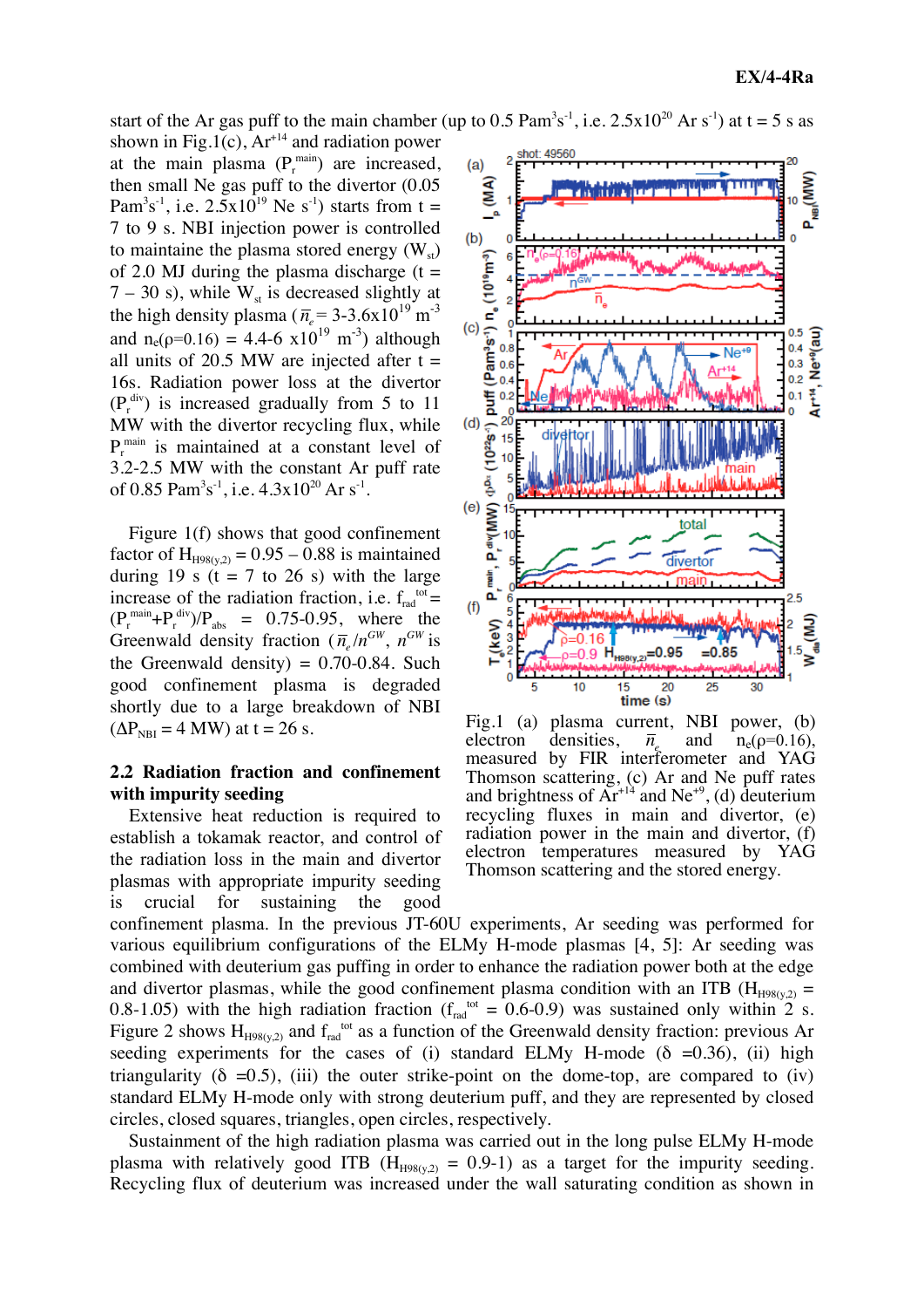start of the Ar gas puff to the main chamber (up to 0.5 Pam$^3$s$^{-1}$, i.e. 2.5x10$^{20}$ Ar s$^{-1}$) at t = 5 s as shown in Fig.1(c), Ar$^{+14}$ and radiation power at the main plasma ($P_r^{main}$) are increased, then small Ne gas puff to the divertor (0.05 Pam$^3$s$^{-1}$, i.e. 2.5x10$^{19}$ Ne s$^{-1}$) starts from t = 7 to 9 s. NBI injection power is controlled to maintain the plasma stored energy ($W_{st}$) of 2.0 MJ during the plasma discharge (t = 7 – 30 s), while $W_{st}$ is decreased slightly at the high density plasma ($\bar{n}_e$ = 3-3.6x10$^{19}$ m$^{-3}$ and $n_e(\rho$=0.16) = 4.4-6 x10$^{19}$ m$^{-3}$) although all units of 20.5 MW are injected after t = 16s. Radiation power loss at the divertor ($P_r^{div}$) is increased gradually from 5 to 11 MW with the divertor recycling flux, while $P_r^{main}$ is maintained at a constant level of 3.2-2.5 MW with the constant Ar puff rate of 0.85 Pam$^3$s$^{-1}$, i.e. 4.3x10$^{20}$ Ar s$^{-1}$.

Figure 1(f) shows that good confinement factor of $H_{H98(y,2)}$ = 0.95 – 0.88 is maintained during 19 s (t = 7 to 26 s) with the large increase of the radiation fraction, i.e. $f_{rad}^{tot}$ = ($P_r^{main}$+$P_r^{div}$)/$P_{abs}$ = 0.75-0.95, where the Greenwald density fraction ($\bar{n}_e/n^{GW}$, $n^{GW}$ is the Greenwald density) = 0.70-0.84. Such good confinement plasma is degraded shortly due to a large breakdown of NBI ($\Delta P_{NBI}$ = 4 MW) at t = 26 s.

Fig.1 (a) plasma current, NBI power, (b) electron densities, $\bar{n}_e$ and $n_e(\rho$=0.16), measured by FIR interferometer and YAG Thomson scattering, (c) Ar and Ne puff rates and brightness of Ar$^{+14}$ and Ne$^{+9}$, (d) deuterium recycling fluxes in main and divertor, (e) radiation power in the main and divertor, (f) electron temperatures measured by YAG Thomson scattering and the stored energy.

## 2.2 Radiation fraction and confinement with impurity seeding

Extensive heat reduction is required to establish a tokamak reactor, and control of the radiation loss in the main and divertor plasmas with appropriate impurity seeding is crucial for sustaining the good confinement plasma. In the previous JT-60U experiments, Ar seeding was performed for various equilibrium configurations of the ELMy H-mode plasmas [4, 5]: Ar seeding was combined with deuterium gas puffing in order to enhance the radiation power both at the edge and divertor plasmas, while the good confinement plasma condition with an ITB ($H_{H98(y,2)}$ = 0.8-1.05) with the high radiation fraction ($f_{rad}^{tot}$ = 0.6-0.9) was sustained only within 2 s. Figure 2 shows $H_{H98(y,2)}$ and $f_{rad}^{tot}$ as a function of the Greenwald density fraction: previous Ar seeding experiments for the cases of (i) standard ELMy H-mode ($\delta$ =0.36), (ii) high triangularity ($\delta$ =0.5), (iii) the outer strike-point on the dome-top, are compared to (iv) standard ELMy H-mode only with strong deuterium puff, and they are represented by closed circles, closed squares, triangles, open circles, respectively.

Sustainment of the high radiation plasma was carried out in the long pulse ELMy H-mode plasma with relatively good ITB ($H_{H98(y,2)}$ = 0.9-1) as a target for the impurity seeding. Recycling flux of deuterium was increased under the wall saturating condition as shown in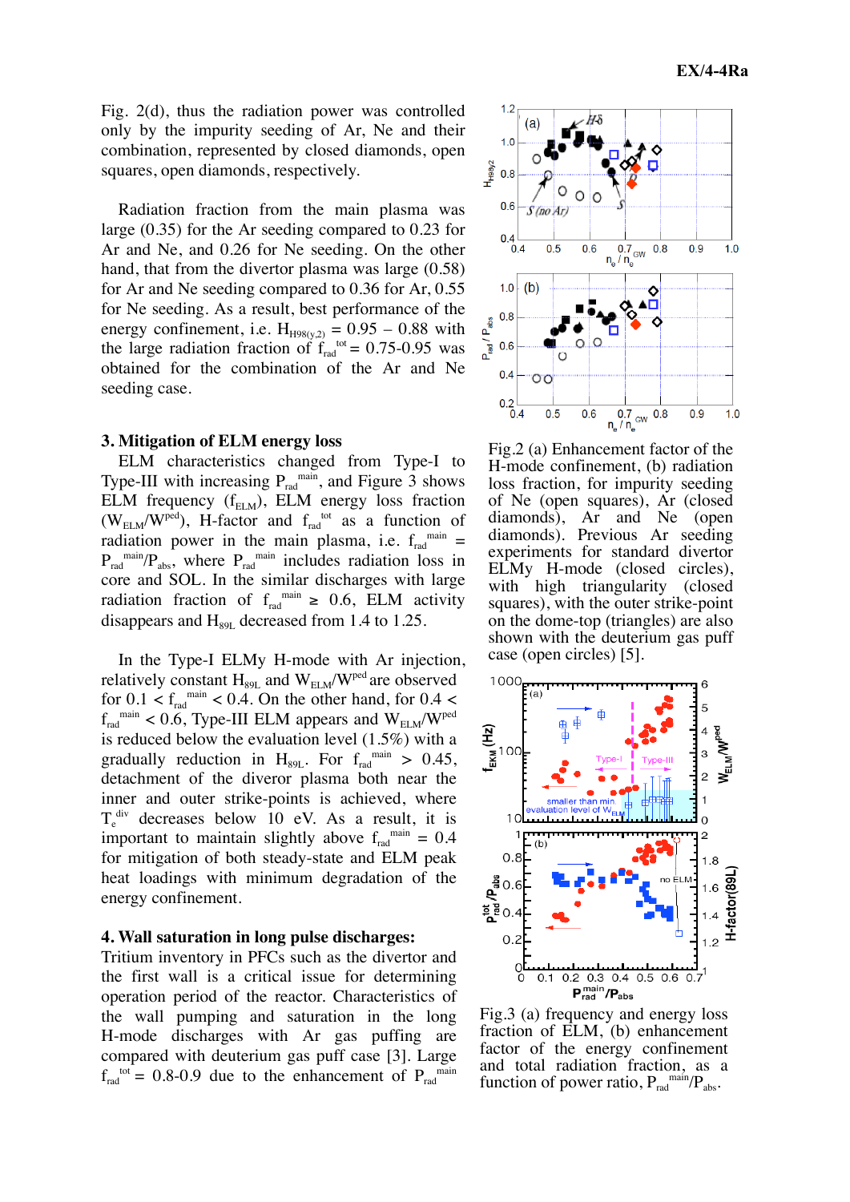Fig. 2(d), thus the radiation power was controlled only by the impurity seeding of Ar, Ne and their combination, represented by closed diamonds, open squares, open diamonds, respectively.

Radiation fraction from the main plasma was large (0.35) for the Ar seeding compared to 0.23 for Ar and Ne, and 0.26 for Ne seeding. On the other hand, that from the divertor plasma was large (0.58) for Ar and Ne seeding compared to 0.36 for Ar, 0.55 for Ne seeding. As a result, best performance of the energy confinement, i.e. $H_{H98(y,2)}$ = 0.95 – 0.88 with the large radiation fraction of $f_{rad}^{tot}$ = 0.75-0.95 was obtained for the combination of the Ar and Ne seeding case.

## 3. Mitigation of ELM energy loss

ELM characteristics changed from Type-I to Type-III with increasing $P_{rad}^{main}$, and Figure 3 shows ELM frequency ($f_{ELM}$), ELM energy loss fraction ($W_{ELM}/W^{ped}$), H-factor and $f_{rad}^{tot}$ as a function of radiation power in the main plasma, i.e. $f_{rad}^{main} = P_{rad}^{main}/P_{abs}$, where $P_{rad}^{main}$ includes radiation loss in core and SOL. In the similar discharges with large radiation fraction of $f_{rad}^{main} \geq 0.6$, ELM activity disappears and $H_{89L}$ decreased from 1.4 to 1.25.

In the Type-I ELMy H-mode with Ar injection, relatively constant $H_{89L}$ and $W_{ELM}/W^{ped}$ are observed for $0.1 < f_{rad}^{main} < 0.4$. On the other hand, for $0.4 < f_{rad}^{main} < 0.6$, Type-III ELM appears and $W_{ELM}/W^{ped}$ is reduced below the evaluation level (1.5%) with a gradually reduction in $H_{89L}$. For $f_{rad}^{main} > 0.45$, detachment of the diveror plasma both near the inner and outer strike-points is achieved, where $T_e^{div}$ decreases below 10 eV. As a result, it is important to maintain slightly above $f_{rad}^{main}$ = 0.4 for mitigation of both steady-state and ELM peak heat loadings with minimum degradation of the energy confinement.

## 4. Wall saturation in long pulse discharges:

Tritium inventory in PFCs such as the divertor and the first wall is a critical issue for determining operation period of the reactor. Characteristics of the wall pumping and saturation in the long H-mode discharges with Ar gas puffing are compared with deuterium gas puff case [3]. Large $f_{rad}^{tot}$ = 0.8-0.9 due to the enhancement of $P_{rad}^{main}$

Fig.2 (a) Enhancement factor of the H-mode confinement, (b) radiation loss fraction, for impurity seeding of Ne (open squares), Ar (closed diamonds), Ar and Ne (open diamonds). Previous Ar seeding experiments for standard divertor ELMy H-mode (closed circles), with high triangularity (closed squares), with the outer strike-point on the dome-top (triangles) are also shown with the deuterium gas puff case (open circles) [5].

Fig.3 (a) frequency and energy loss fraction of ELM, (b) enhancement factor of the energy confinement and total radiation fraction, as a function of power ratio, $P_{rad}^{main}/P_{abs}$.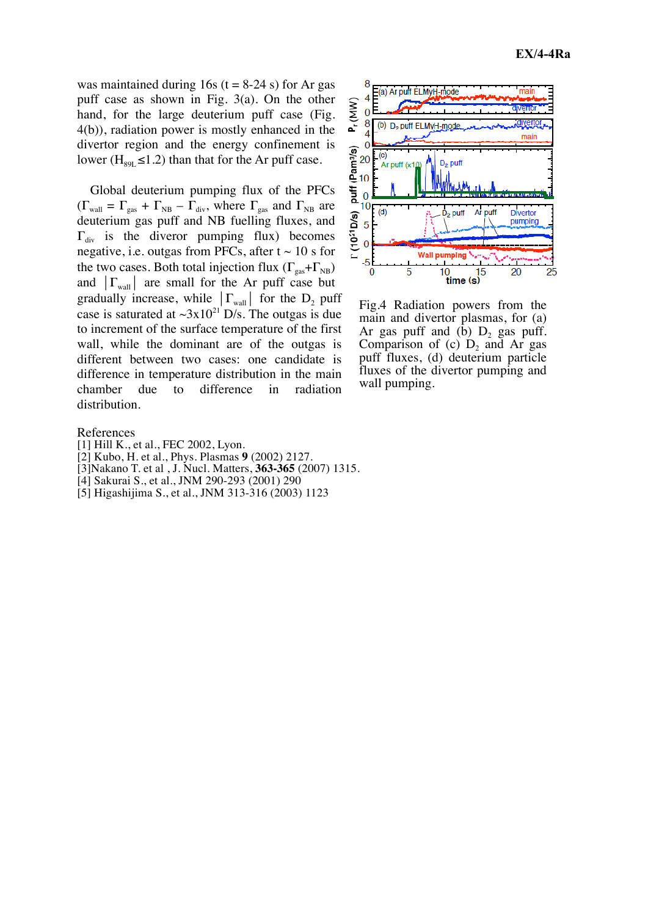was maintained during 16s (t = 8-24 s) for Ar gas puff case as shown in Fig. 3(a). On the other hand, for the large deuterium puff case (Fig. 4(b)), radiation power is mostly enhanced in the divertor region and the energy confinement is lower ($H_{89L} \leq 1.2$) than that for the Ar puff case.

Global deuterium pumping flux of the PFCs ($\Gamma_{wall} = \Gamma_{gas} + \Gamma_{NB} - \Gamma_{div}$, where $\Gamma_{gas}$ and $\Gamma_{NB}$ are deuterium gas puff and NB fuelling fluxes, and $\Gamma_{div}$ is the diveror pumping flux) becomes negative, i.e. outgas from PFCs, after t ~ 10 s for the two cases. Both total injection flux ($\Gamma_{gas}+\Gamma_{NB}$) and $|\Gamma_{wall}|$ are small for the Ar puff case but gradually increase, while $|\Gamma_{wall}|$ for the $D_2$ puff case is saturated at ~$3\times10^{21}$ D/s. The outgas is due to increment of the surface temperature of the first wall, while the dominant are of the outgas is different between two cases: one candidate is difference in temperature distribution in the main chamber due to difference in radiation distribution.

(a) Ar puff ELMyH-mode
main
divertor
(b) $D_2$ puff ELMyH-mode
divertor
main
$P_r$ (MW)
(c)
Ar puff (x10)
$D_2$ puff
puff (Pam³/s)
(d)
$D_2$ puff
Ar puff
Divertor pumping
Wall pumping
$\Gamma$ ($10^{21}$D/s)
time (s)

Fig.4 Radiation powers from the main and divertor plasmas, for (a) Ar gas puff and (b) $D_2$ gas puff. Comparison of (c) $D_2$ and Ar gas puff fluxes, (d) deuterium particle fluxes of the divertor pumping and wall pumping.

References
[1] Hill K., et al., FEC 2002, Lyon.
[2] Kubo, H. et al., Phys. Plasmas **9** (2002) 2127.
[3]Nakano T. et al , J. Nucl. Matters, **363-365** (2007) 1315.
[4] Sakurai S., et al., JNM 290-293 (2001) 290
[5] Higashijima S., et al., JNM 313-316 (2003) 1123